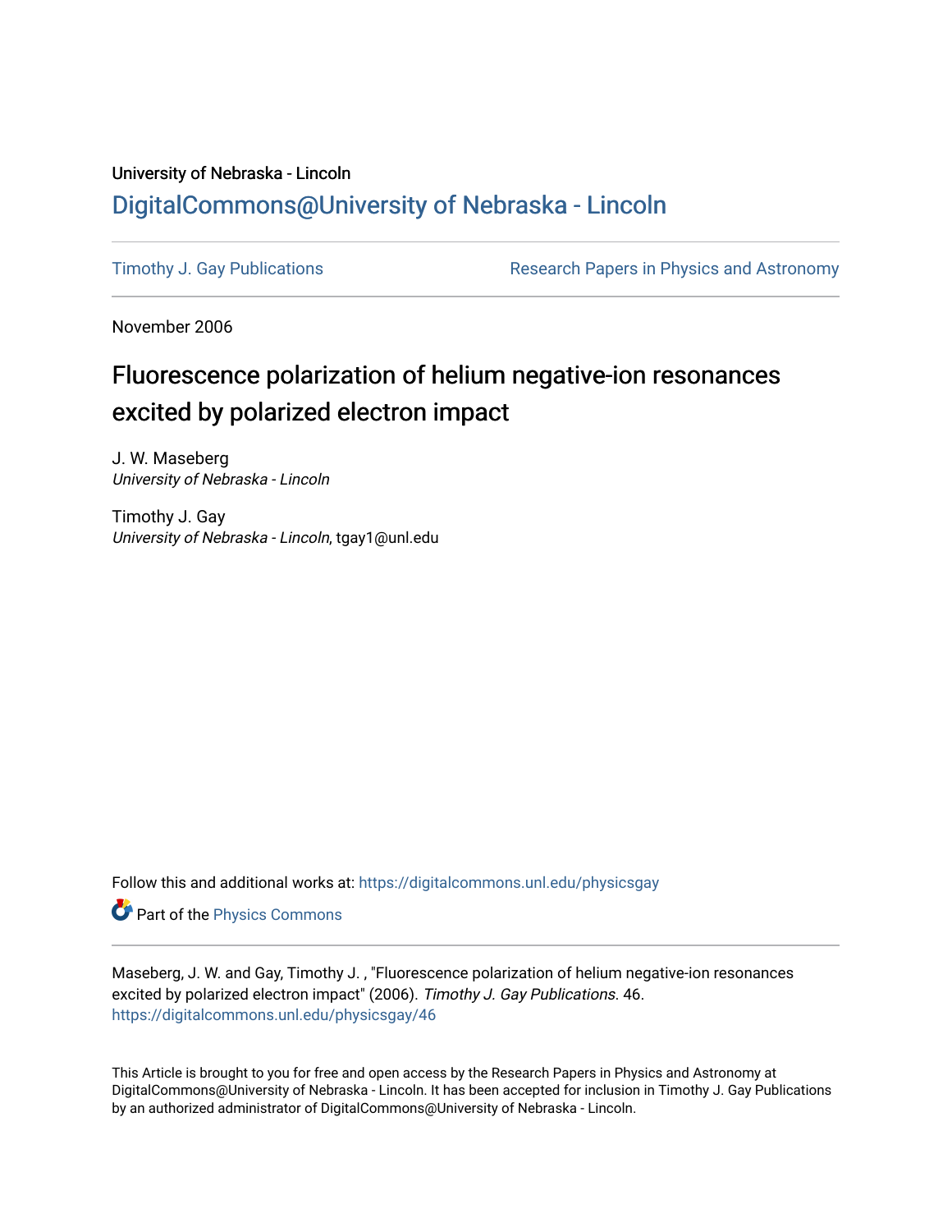University of Nebraska - Lincoln

## DigitalCommons@University of Nebraska - Lincoln

Timothy J. Gay Publications | Research Papers in Physics and Astronomy

November 2006

# Fluorescence polarization of helium negative-ion resonances excited by polarized electron impact

J. W. Maseberg
*University of Nebraska - Lincoln*

Timothy J. Gay
*University of Nebraska - Lincoln*, tgay1@unl.edu

Follow this and additional works at: https://digitalcommons.unl.edu/physicsgay

Part of the Physics Commons

Maseberg, J. W. and Gay, Timothy J. , "Fluorescence polarization of helium negative-ion resonances excited by polarized electron impact" (2006). *Timothy J. Gay Publications*. 46.
https://digitalcommons.unl.edu/physicsgay/46

This Article is brought to you for free and open access by the Research Papers in Physics and Astronomy at DigitalCommons@University of Nebraska - Lincoln. It has been accepted for inclusion in Timothy J. Gay Publications by an authorized administrator of DigitalCommons@University of Nebraska - Lincoln.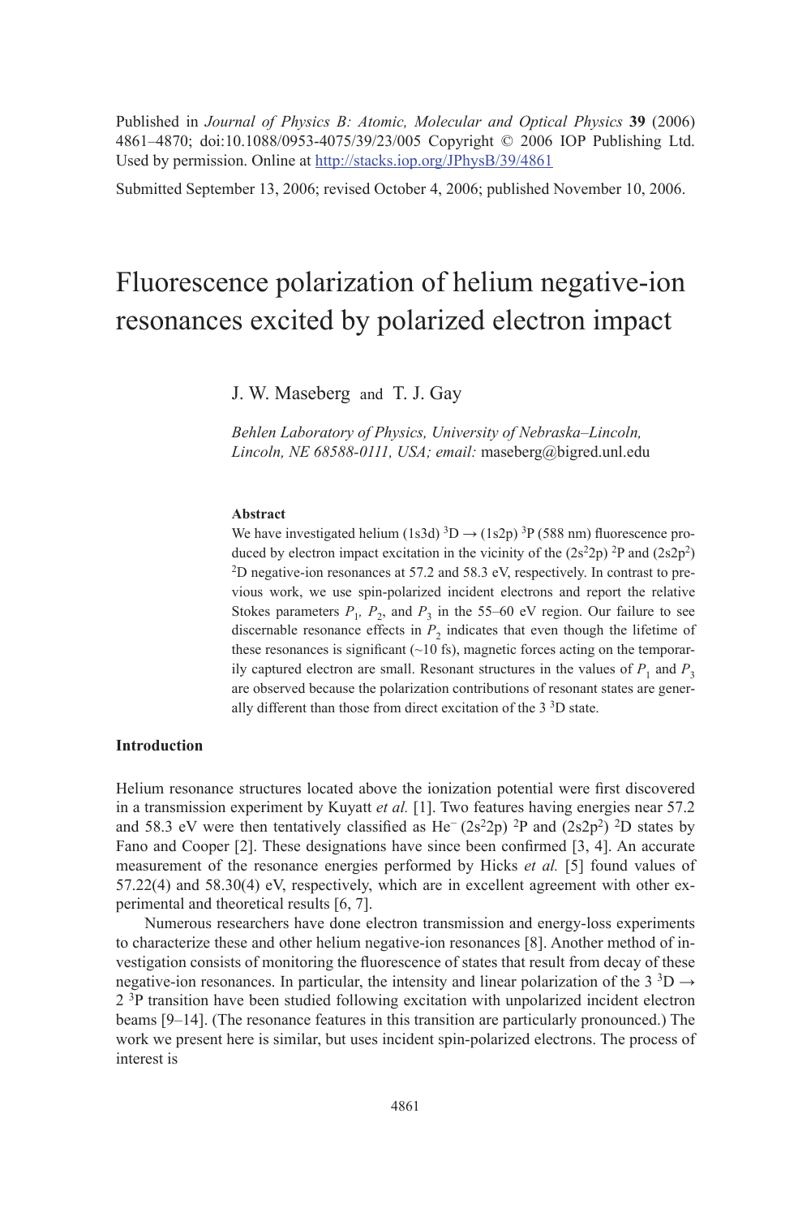Published in *Journal of Physics B: Atomic, Molecular and Optical Physics* **39** (2006) 4861–4870; doi:10.1088/0953-4075/39/23/005 Copyright © 2006 IOP Publishing Ltd. Used by permission. Online at http://stacks.iop.org/JPhysB/39/4861

Submitted September 13, 2006; revised October 4, 2006; published November 10, 2006.

# Fluorescence polarization of helium negative-ion resonances excited by polarized electron impact

J. W. Maseberg and T. J. Gay

*Behlen Laboratory of Physics, University of Nebraska–Lincoln, Lincoln, NE 68588-0111, USA; email:* maseberg@bigred.unl.edu

**Abstract**

We have investigated helium (1s3d) $^3$D → (1s2p) $^3$P (588 nm) fluorescence produced by electron impact excitation in the vicinity of the (2s$^2$2p) $^2$P and (2s2p$^2$) $^2$D negative-ion resonances at 57.2 and 58.3 eV, respectively. In contrast to previous work, we use spin-polarized incident electrons and report the relative Stokes parameters $P_1$, $P_2$, and $P_3$ in the 55–60 eV region. Our failure to see discernable resonance effects in $P_2$ indicates that even though the lifetime of these resonances is significant (~10 fs), magnetic forces acting on the temporarily captured electron are small. Resonant structures in the values of $P_1$ and $P_3$ are observed because the polarization contributions of resonant states are generally different than those from direct excitation of the 3 $^3$D state.

## Introduction

Helium resonance structures located above the ionization potential were first discovered in a transmission experiment by Kuyatt *et al.* [1]. Two features having energies near 57.2 and 58.3 eV were then tentatively classified as He$^-$ (2s$^2$2p) $^2$P and (2s2p$^2$) $^2$D states by Fano and Cooper [2]. These designations have since been confirmed [3, 4]. An accurate measurement of the resonance energies performed by Hicks *et al.* [5] found values of 57.22(4) and 58.30(4) eV, respectively, which are in excellent agreement with other experimental and theoretical results [6, 7].

Numerous researchers have done electron transmission and energy-loss experiments to characterize these and other helium negative-ion resonances [8]. Another method of investigation consists of monitoring the fluorescence of states that result from decay of these negative-ion resonances. In particular, the intensity and linear polarization of the 3 $^3$D → 2 $^3$P transition have been studied following excitation with unpolarized incident electron beams [9–14]. (The resonance features in this transition are particularly pronounced.) The work we present here is similar, but uses incident spin-polarized electrons. The process of interest is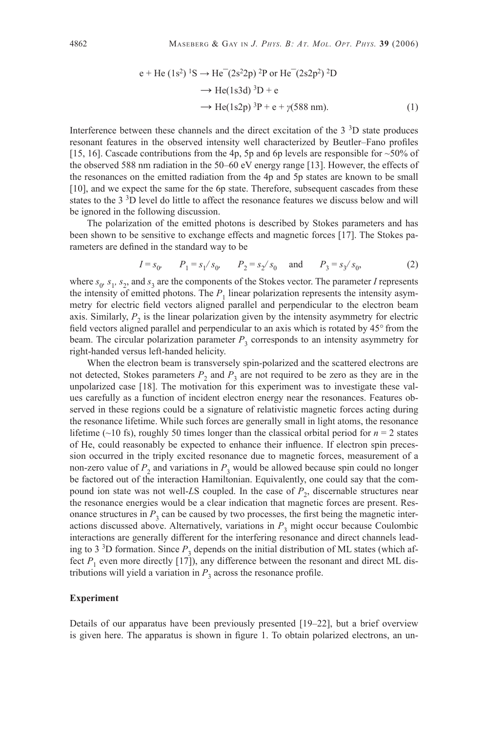$$\begin{aligned}
\mathrm{e} + \mathrm{He}\,(1\mathrm{s}^2)\,{}^1\mathrm{S} &\rightarrow \mathrm{He}^-(2\mathrm{s}^2 2\mathrm{p})\,{}^2\mathrm{P} \text{ or } \mathrm{He}^-(2\mathrm{s}2\mathrm{p}^2)\,{}^2\mathrm{D} \\
&\rightarrow \mathrm{He}(1\mathrm{s}3\mathrm{d})\,{}^3\mathrm{D} + \mathrm{e} \\
&\rightarrow \mathrm{He}(1\mathrm{s}2\mathrm{p})\,{}^3\mathrm{P} + \mathrm{e} + \gamma(588\ \mathrm{nm}).
\end{aligned} \tag{1}$$

Interference between these channels and the direct excitation of the 3 $^3$D state produces resonant features in the observed intensity well characterized by Beutler–Fano profiles [15, 16]. Cascade contributions from the 4p, 5p and 6p levels are responsible for ~50% of the observed 588 nm radiation in the 50–60 eV energy range [13]. However, the effects of the resonances on the emitted radiation from the 4p and 5p states are known to be small [10], and we expect the same for the 6p state. Therefore, subsequent cascades from these states to the 3 $^3$D level do little to affect the resonance features we discuss below and will be ignored in the following discussion.

The polarization of the emitted photons is described by Stokes parameters and has been shown to be sensitive to exchange effects and magnetic forces [17]. The Stokes parameters are defined in the standard way to be

$$I = s_0, \qquad P_1 = s_1/s_0, \qquad P_2 = s_2/s_0 \quad \text{and} \quad P_3 = s_3/s_0, \tag{2}$$

where $s_0$, $s_1$, $s_2$, and $s_3$ are the components of the Stokes vector. The parameter $I$ represents the intensity of emitted photons. The $P_1$ linear polarization represents the intensity asymmetry for electric field vectors aligned parallel and perpendicular to the electron beam axis. Similarly, $P_2$ is the linear polarization given by the intensity asymmetry for electric field vectors aligned parallel and perpendicular to an axis which is rotated by 45° from the beam. The circular polarization parameter $P_3$ corresponds to an intensity asymmetry for right-handed versus left-handed helicity.

When the electron beam is transversely spin-polarized and the scattered electrons are not detected, Stokes parameters $P_2$ and $P_3$ are not required to be zero as they are in the unpolarized case [18]. The motivation for this experiment was to investigate these values carefully as a function of incident electron energy near the resonances. Features observed in these regions could be a signature of relativistic magnetic forces acting during the resonance lifetime. While such forces are generally small in light atoms, the resonance lifetime (~10 fs), roughly 50 times longer than the classical orbital period for $n = 2$ states of He, could reasonably be expected to enhance their influence. If electron spin precession occurred in the triply excited resonance due to magnetic forces, measurement of a non-zero value of $P_2$ and variations in $P_3$ would be allowed because spin could no longer be factored out of the interaction Hamiltonian. Equivalently, one could say that the compound ion state was not well-*LS* coupled. In the case of $P_2$, discernable structures near the resonance energies would be a clear indication that magnetic forces are present. Resonance structures in $P_3$ can be caused by two processes, the first being the magnetic interactions discussed above. Alternatively, variations in $P_3$ might occur because Coulombic interactions are generally different for the interfering resonance and direct channels leading to 3 $^3$D formation. Since $P_3$ depends on the initial distribution of ML states (which affect $P_1$ even more directly [17]), any difference between the resonant and direct ML distributions will yield a variation in $P_3$ across the resonance profile.

## Experiment

Details of our apparatus have been previously presented [19–22], but a brief overview is given here. The apparatus is shown in figure 1. To obtain polarized electrons, an un-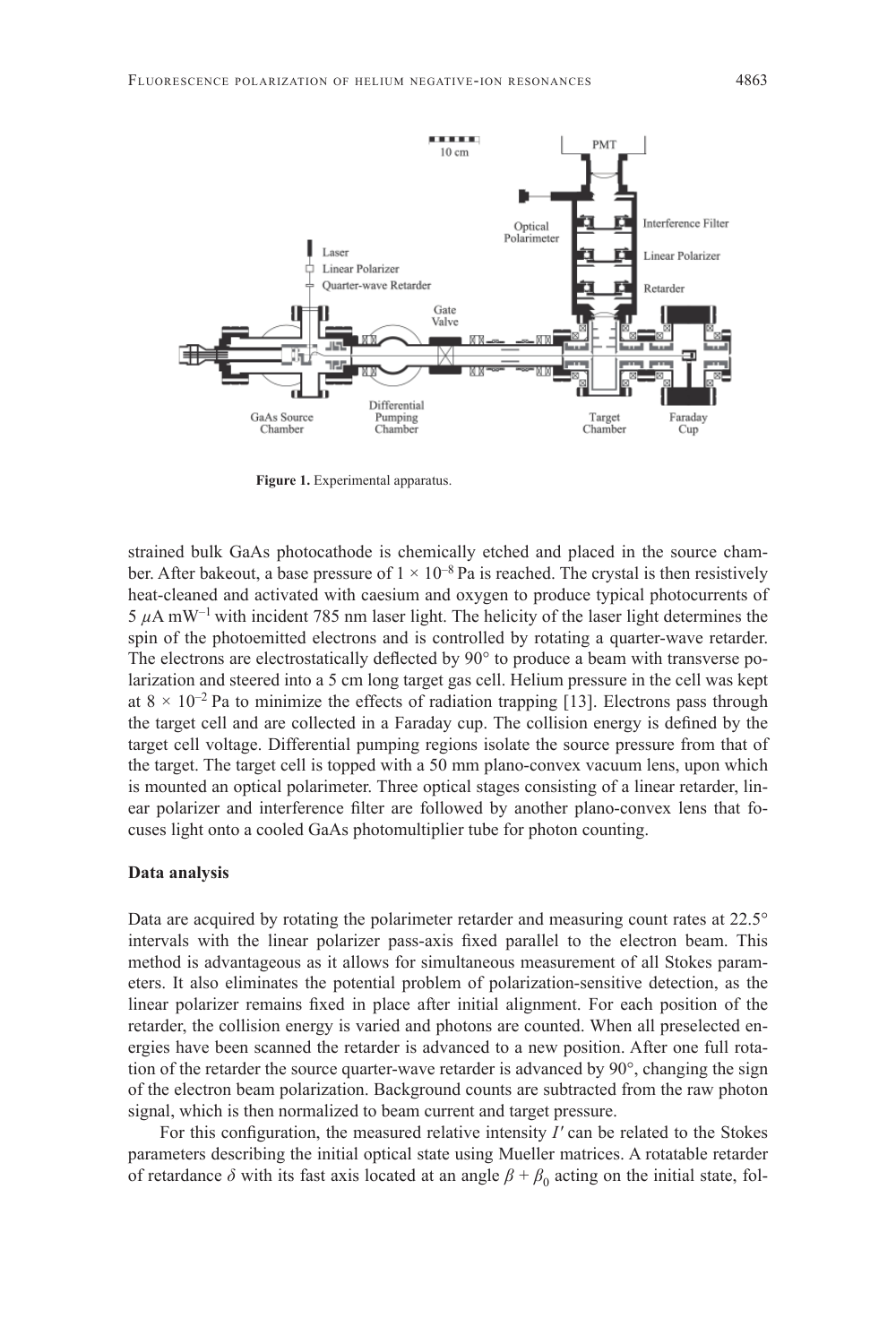**Figure 1.** Experimental apparatus.

strained bulk GaAs photocathode is chemically etched and placed in the source chamber. After bakeout, a base pressure of $1 \times 10^{-8}$ Pa is reached. The crystal is then resistively heat-cleaned and activated with caesium and oxygen to produce typical photocurrents of $5\ \mu$A mW$^{-1}$ with incident 785 nm laser light. The helicity of the laser light determines the spin of the photoemitted electrons and is controlled by rotating a quarter-wave retarder. The electrons are electrostatically deflected by 90° to produce a beam with transverse polarization and steered into a 5 cm long target gas cell. Helium pressure in the cell was kept at $8 \times 10^{-2}$ Pa to minimize the effects of radiation trapping [13]. Electrons pass through the target cell and are collected in a Faraday cup. The collision energy is defined by the target cell voltage. Differential pumping regions isolate the source pressure from that of the target. The target cell is topped with a 50 mm plano-convex vacuum lens, upon which is mounted an optical polarimeter. Three optical stages consisting of a linear retarder, linear polarizer and interference filter are followed by another plano-convex lens that focuses light onto a cooled GaAs photomultiplier tube for photon counting.

### Data analysis

Data are acquired by rotating the polarimeter retarder and measuring count rates at 22.5° intervals with the linear polarizer pass-axis fixed parallel to the electron beam. This method is advantageous as it allows for simultaneous measurement of all Stokes parameters. It also eliminates the potential problem of polarization-sensitive detection, as the linear polarizer remains fixed in place after initial alignment. For each position of the retarder, the collision energy is varied and photons are counted. When all preselected energies have been scanned the retarder is advanced to a new position. After one full rotation of the retarder the source quarter-wave retarder is advanced by 90°, changing the sign of the electron beam polarization. Background counts are subtracted from the raw photon signal, which is then normalized to beam current and target pressure.

For this configuration, the measured relative intensity $I'$ can be related to the Stokes parameters describing the initial optical state using Mueller matrices. A rotatable retarder of retardance $\delta$ with its fast axis located at an angle $\beta + \beta_0$ acting on the initial state, fol-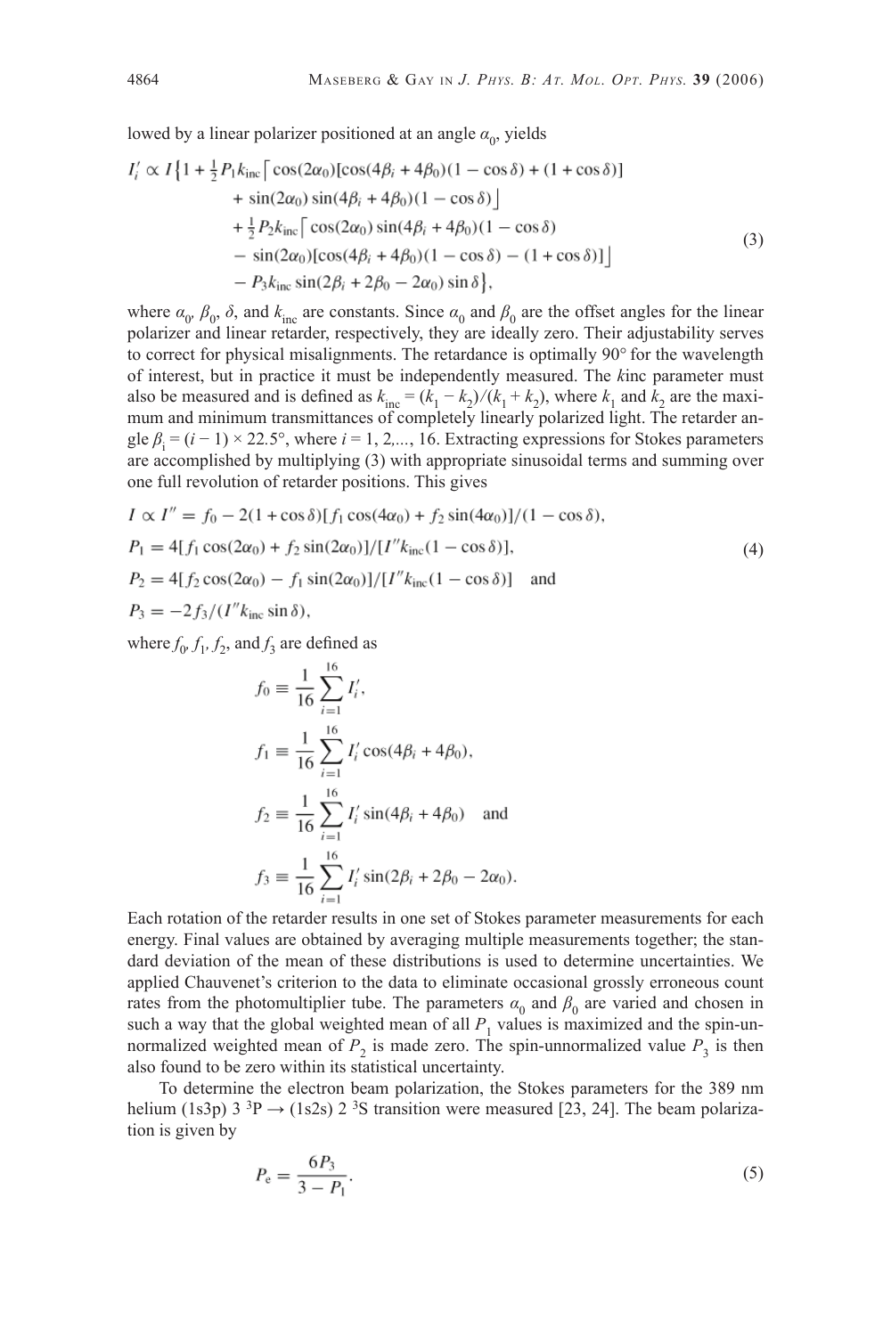lowed by a linear polarizer positioned at an angle $\alpha_0$, yields

$$
\begin{aligned}
I_i' \propto I\big\{1 &+ \tfrac{1}{2}P_1 k_{\text{inc}}\big\lceil \cos(2\alpha_0)[\cos(4\beta_i + 4\beta_0)(1-\cos\delta) + (1+\cos\delta)] \\
&+ \sin(2\alpha_0)\sin(4\beta_i + 4\beta_0)(1-\cos\delta)\big\rfloor \\
&+ \tfrac{1}{2}P_2 k_{\text{inc}}\big\lceil \cos(2\alpha_0)\sin(4\beta_i + 4\beta_0)(1-\cos\delta) \\
&- \sin(2\alpha_0)[\cos(4\beta_i + 4\beta_0)(1-\cos\delta) - (1+\cos\delta)]\big\rfloor \\
&- P_3 k_{\text{inc}}\sin(2\beta_i + 2\beta_0 - 2\alpha_0)\sin\delta\big\},
\end{aligned}
\tag{3}
$$

where $\alpha_0$, $\beta_0$, $\delta$, and $k_{\text{inc}}$ are constants. Since $\alpha_0$ and $\beta_0$ are the offset angles for the linear polarizer and linear retarder, respectively, they are ideally zero. Their adjustability serves to correct for physical misalignments. The retardance is optimally 90° for the wavelength of interest, but in practice it must be independently measured. The $k$inc parameter must also be measured and is defined as $k_{\text{inc}} = (k_1 - k_2)/(k_1 + k_2)$, where $k_1$ and $k_2$ are the maximum and minimum transmittances of completely linearly polarized light. The retarder angle $\beta_i = (i - 1) \times 22.5°$, where $i = 1, 2, \ldots, 16$. Extracting expressions for Stokes parameters are accomplished by multiplying (3) with appropriate sinusoidal terms and summing over one full revolution of retarder positions. This gives

$$
\begin{aligned}
I &\propto I'' = f_0 - 2(1+\cos\delta)[f_1\cos(4\alpha_0) + f_2\sin(4\alpha_0)]/(1-\cos\delta), \\
P_1 &= 4[f_1\cos(2\alpha_0) + f_2\sin(2\alpha_0)]/[I'' k_{\text{inc}}(1-\cos\delta)], \\
P_2 &= 4[f_2\cos(2\alpha_0) - f_1\sin(2\alpha_0)]/[I'' k_{\text{inc}}(1-\cos\delta)] \quad \text{and} \\
P_3 &= -2f_3/(I'' k_{\text{inc}}\sin\delta),
\end{aligned}
\tag{4}
$$

where $f_0$, $f_1$, $f_2$, and $f_3$ are defined as

$$
\begin{aligned}
f_0 &\equiv \frac{1}{16}\sum_{i=1}^{16} I_i', \\
f_1 &\equiv \frac{1}{16}\sum_{i=1}^{16} I_i'\cos(4\beta_i + 4\beta_0), \\
f_2 &\equiv \frac{1}{16}\sum_{i=1}^{16} I_i'\sin(4\beta_i + 4\beta_0) \quad \text{and} \\
f_3 &\equiv \frac{1}{16}\sum_{i=1}^{16} I_i'\sin(2\beta_i + 2\beta_0 - 2\alpha_0).
\end{aligned}
$$

Each rotation of the retarder results in one set of Stokes parameter measurements for each energy. Final values are obtained by averaging multiple measurements together; the standard deviation of the mean of these distributions is used to determine uncertainties. We applied Chauvenet's criterion to the data to eliminate occasional grossly erroneous count rates from the photomultiplier tube. The parameters $\alpha_0$ and $\beta_0$ are varied and chosen in such a way that the global weighted mean of all $P_1$ values is maximized and the spin-unnormalized weighted mean of $P_2$ is made zero. The spin-unnormalized value $P_3$ is then also found to be zero within its statistical uncertainty.

To determine the electron beam polarization, the Stokes parameters for the 389 nm helium (1s3p) 3 $^3$P → (1s2s) 2 $^3$S transition were measured [23, 24]. The beam polarization is given by

$$
P_e = \frac{6P_3}{3 - P_1}.
\tag{5}
$$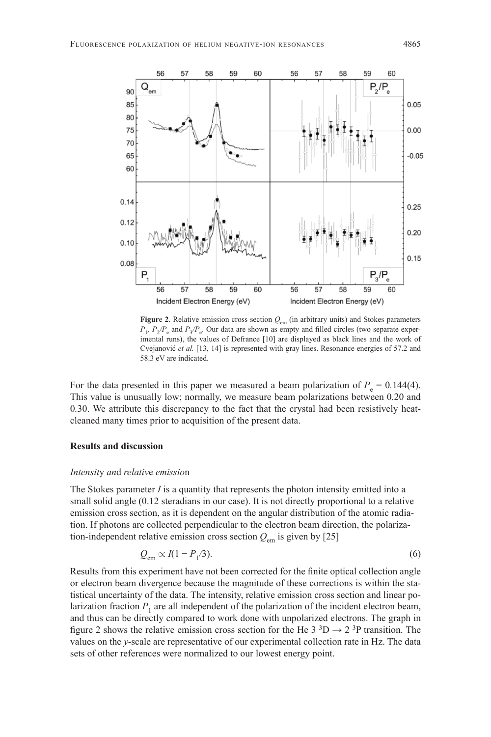**Figure 2**. Relative emission cross section $Q_{em}$ (in arbitrary units) and Stokes parameters $P_1$, $P_2/P_e$ and $P_3/P_e$. Our data are shown as empty and filled circles (two separate experimental runs), the values of Defrance [10] are displayed as black lines and the work of Cvejanović *et al.* [13, 14] is represented with gray lines. Resonance energies of 57.2 and 58.3 eV are indicated.

For the data presented in this paper we measured a beam polarization of $P_e = 0.144(4)$. This value is unusually low; normally, we measure beam polarizations between 0.20 and 0.30. We attribute this discrepancy to the fact that the crystal had been resistively heat-cleaned many times prior to acquisition of the present data.

### Results and discussion

#### *Intensity and relative emission*

The Stokes parameter *I* is a quantity that represents the photon intensity emitted into a small solid angle (0.12 steradians in our case). It is not directly proportional to a relative emission cross section, as it is dependent on the angular distribution of the atomic radiation. If photons are collected perpendicular to the electron beam direction, the polarization-independent relative emission cross section $Q_{em}$ is given by [25]

$$Q_{em} \propto I(1 - P_1/3). \tag{6}$$

Results from this experiment have not been corrected for the finite optical collection angle or electron beam divergence because the magnitude of these corrections is within the statistical uncertainty of the data. The intensity, relative emission cross section and linear polarization fraction $P_1$ are all independent of the polarization of the incident electron beam, and thus can be directly compared to work done with unpolarized electrons. The graph in figure 2 shows the relative emission cross section for the He $3\ ^3D \rightarrow 2\ ^3P$ transition. The values on the *y*-scale are representative of our experimental collection rate in Hz. The data sets of other references were normalized to our lowest energy point.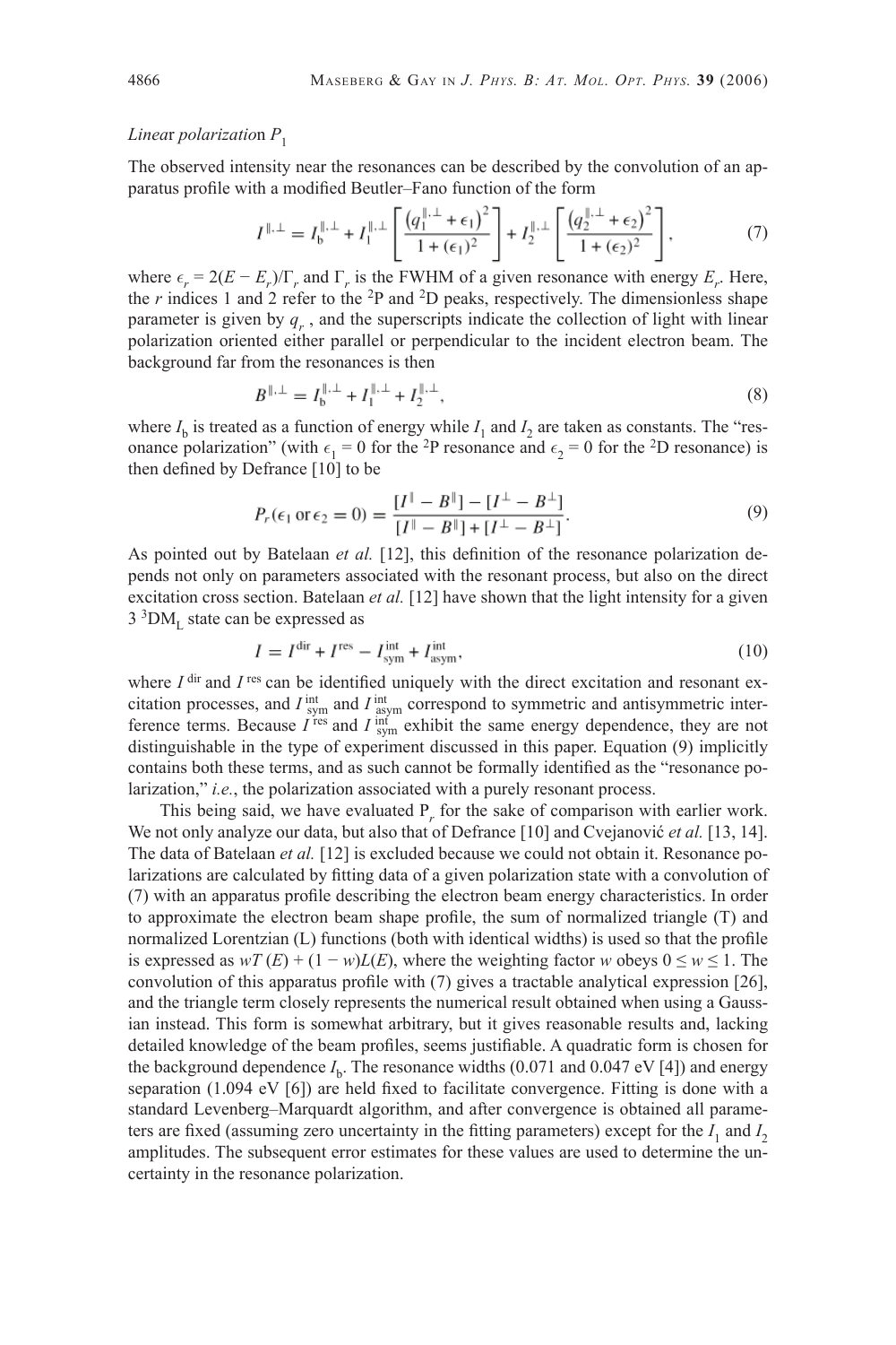*Linear polarization* $P_1$

The observed intensity near the resonances can be described by the convolution of an apparatus profile with a modified Beutler–Fano function of the form

$$I^{\parallel,\perp} = I_b^{\parallel,\perp} + I_1^{\parallel,\perp}\left[\frac{\left(q_1^{\parallel,\perp}+\epsilon_1\right)^2}{1+(\epsilon_1)^2}\right] + I_2^{\parallel,\perp}\left[\frac{\left(q_2^{\parallel,\perp}+\epsilon_2\right)^2}{1+(\epsilon_2)^2}\right], \tag{7}$$

where $\epsilon_r = 2(E - E_r)/\Gamma_r$ and $\Gamma_r$ is the FWHM of a given resonance with energy $E_r$. Here, the $r$ indices 1 and 2 refer to the $^2$P and $^2$D peaks, respectively. The dimensionless shape parameter is given by $q_r$, and the superscripts indicate the collection of light with linear polarization oriented either parallel or perpendicular to the incident electron beam. The background far from the resonances is then

$$B^{\parallel,\perp} = I_b^{\parallel,\perp} + I_1^{\parallel,\perp} + I_2^{\parallel,\perp}, \tag{8}$$

where $I_b$ is treated as a function of energy while $I_1$ and $I_2$ are taken as constants. The "resonance polarization" (with $\epsilon_1 = 0$ for the $^2$P resonance and $\epsilon_2 = 0$ for the $^2$D resonance) is then defined by Defrance [10] to be

$$P_r(\epsilon_1 \,\text{or}\, \epsilon_2 = 0) = \frac{[I^{\parallel} - B^{\parallel}] - [I^{\perp} - B^{\perp}]}{[I^{\parallel} - B^{\parallel}] + [I^{\perp} - B^{\perp}]}. \tag{9}$$

As pointed out by Batelaan *et al.* [12], this definition of the resonance polarization depends not only on parameters associated with the resonant process, but also on the direct excitation cross section. Batelaan *et al.* [12] have shown that the light intensity for a given 3 $^3$DM$_L$ state can be expressed as

$$I = I^{\text{dir}} + I^{\text{res}} - I^{\text{int}}_{\text{sym}} + I^{\text{int}}_{\text{asym}}, \tag{10}$$

where $I^{\text{dir}}$ and $I^{\text{res}}$ can be identified uniquely with the direct excitation and resonant excitation processes, and $I^{\text{int}}_{\text{sym}}$ and $I^{\text{int}}_{\text{asym}}$ correspond to symmetric and antisymmetric interference terms. Because $I^{\text{res}}$ and $I^{\text{int}}_{\text{sym}}$ exhibit the same energy dependence, they are not distinguishable in the type of experiment discussed in this paper. Equation (9) implicitly contains both these terms, and as such cannot be formally identified as the "resonance polarization," *i.e.*, the polarization associated with a purely resonant process.

This being said, we have evaluated $P_r$ for the sake of comparison with earlier work. We not only analyze our data, but also that of Defrance [10] and Cvejanović *et al.* [13, 14]. The data of Batelaan *et al.* [12] is excluded because we could not obtain it. Resonance polarizations are calculated by fitting data of a given polarization state with a convolution of (7) with an apparatus profile describing the electron beam energy characteristics. In order to approximate the electron beam shape profile, the sum of normalized triangle (T) and normalized Lorentzian (L) functions (both with identical widths) is used so that the profile is expressed as $wT(E) + (1 - w)L(E)$, where the weighting factor $w$ obeys $0 \leq w \leq 1$. The convolution of this apparatus profile with (7) gives a tractable analytical expression [26], and the triangle term closely represents the numerical result obtained when using a Gaussian instead. This form is somewhat arbitrary, but it gives reasonable results and, lacking detailed knowledge of the beam profiles, seems justifiable. A quadratic form is chosen for the background dependence $I_b$. The resonance widths (0.071 and 0.047 eV [4]) and energy separation (1.094 eV [6]) are held fixed to facilitate convergence. Fitting is done with a standard Levenberg–Marquardt algorithm, and after convergence is obtained all parameters are fixed (assuming zero uncertainty in the fitting parameters) except for the $I_1$ and $I_2$ amplitudes. The subsequent error estimates for these values are used to determine the uncertainty in the resonance polarization.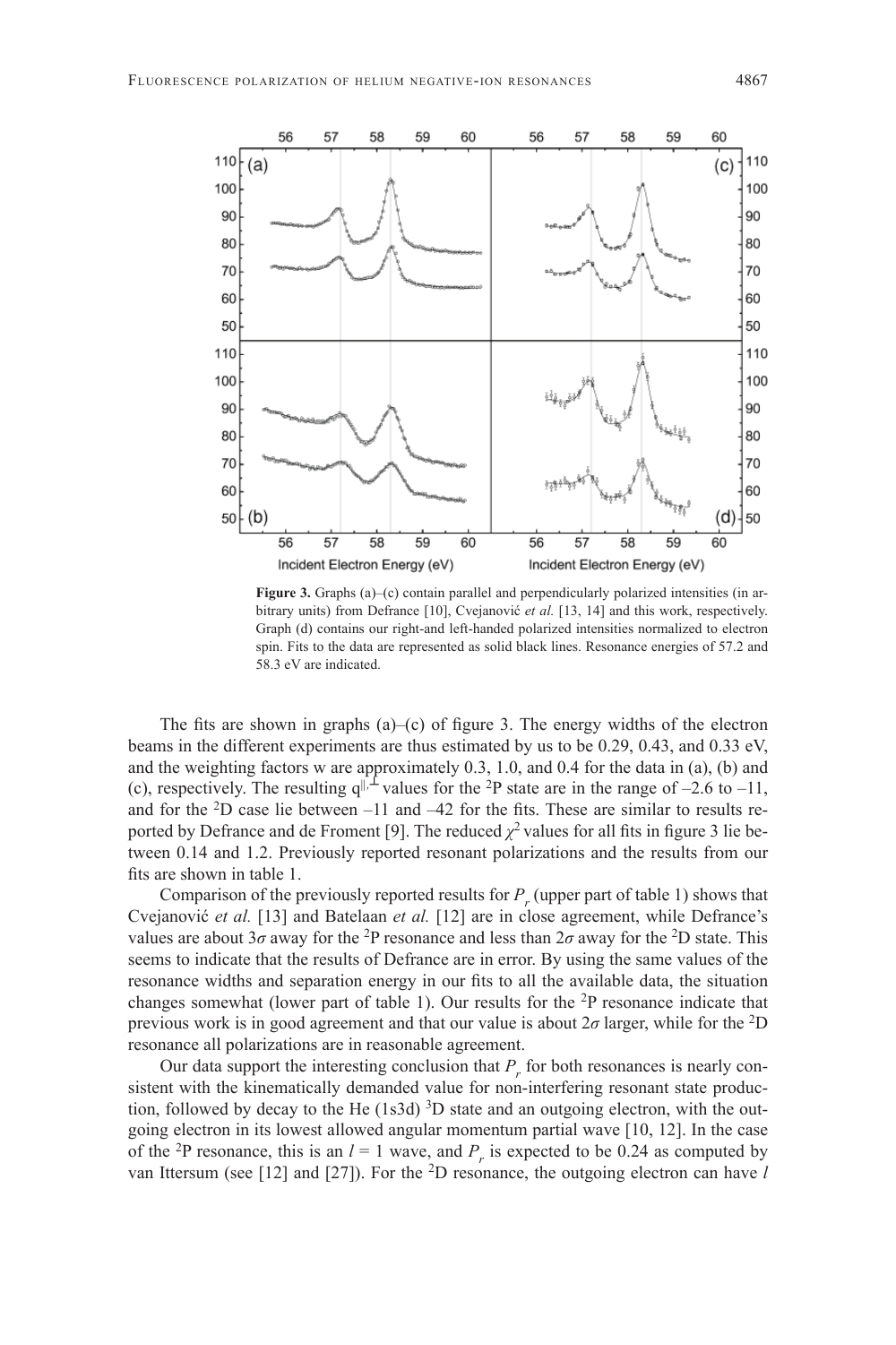**Figure 3.** Graphs (a)–(c) contain parallel and perpendicularly polarized intensities (in arbitrary units) from Defrance [10], Cvejanović *et al.* [13, 14] and this work, respectively. Graph (d) contains our right-and left-handed polarized intensities normalized to electron spin. Fits to the data are represented as solid black lines. Resonance energies of 57.2 and 58.3 eV are indicated.

The fits are shown in graphs (a)–(c) of figure 3. The energy widths of the electron beams in the different experiments are thus estimated by us to be 0.29, 0.43, and 0.33 eV, and the weighting factors w are approximately 0.3, 1.0, and 0.4 for the data in (a), (b) and (c), respectively. The resulting $q^{\parallel,\perp}$ values for the $^2$P state are in the range of –2.6 to –11, and for the $^2$D case lie between –11 and –42 for the fits. These are similar to results reported by Defrance and de Froment [9]. The reduced $\chi^2$ values for all fits in figure 3 lie between 0.14 and 1.2. Previously reported resonant polarizations and the results from our fits are shown in table 1.

Comparison of the previously reported results for $P_r$ (upper part of table 1) shows that Cvejanović *et al.* [13] and Batelaan *et al.* [12] are in close agreement, while Defrance's values are about $3\sigma$ away for the $^2$P resonance and less than $2\sigma$ away for the $^2$D state. This seems to indicate that the results of Defrance are in error. By using the same values of the resonance widths and separation energy in our fits to all the available data, the situation changes somewhat (lower part of table 1). Our results for the $^2$P resonance indicate that previous work is in good agreement and that our value is about $2\sigma$ larger, while for the $^2$D resonance all polarizations are in reasonable agreement.

Our data support the interesting conclusion that $P_r$ for both resonances is nearly consistent with the kinematically demanded value for non-interfering resonant state production, followed by decay to the He (1s3d) $^3$D state and an outgoing electron, with the outgoing electron in its lowest allowed angular momentum partial wave [10, 12]. In the case of the $^2$P resonance, this is an $l = 1$ wave, and $P_r$ is expected to be 0.24 as computed by van Ittersum (see [12] and [27]). For the $^2$D resonance, the outgoing electron can have $l$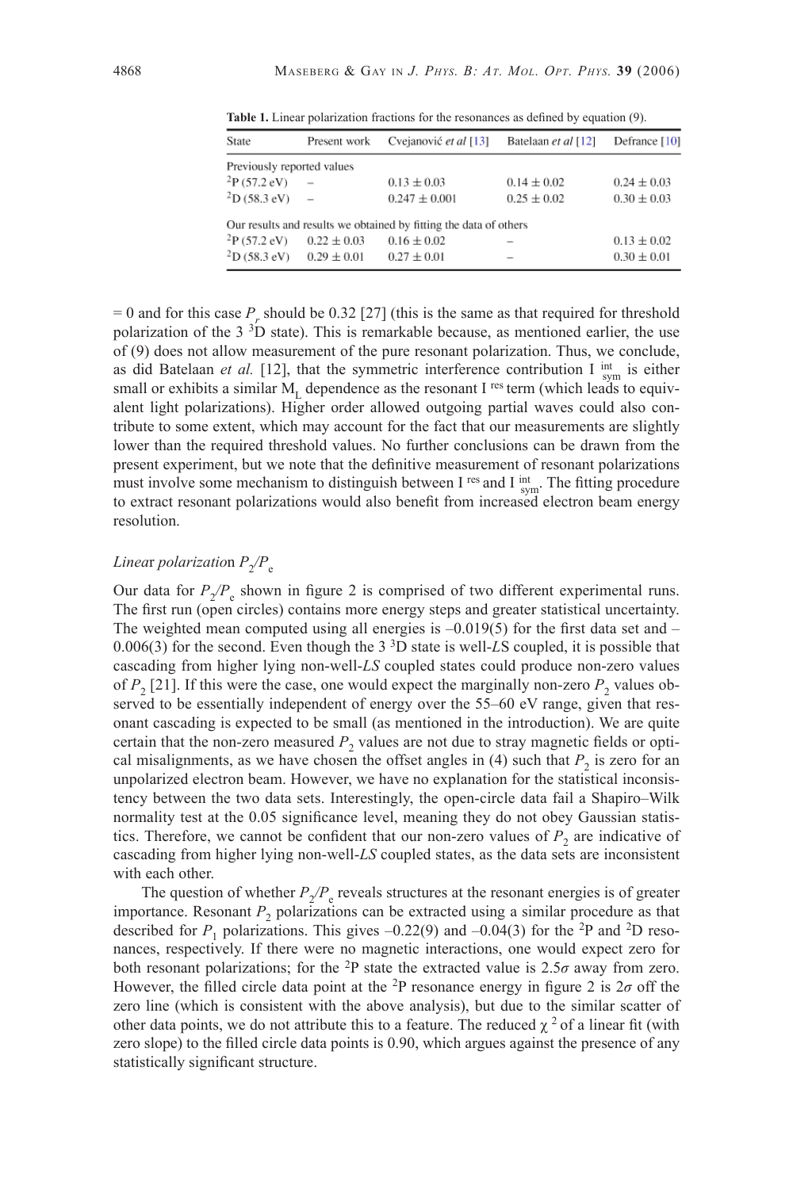**Table 1.** Linear polarization fractions for the resonances as defined by equation (9).

| State | Present work | Cvejanović *et al* [13] | Batelaan *et al* [12] | Defrance [10] |
|---|---|---|---|---|
| Previously reported values | | | | |
| $^2$P (57.2 eV) | – | 0.13 ± 0.03 | 0.14 ± 0.02 | 0.24 ± 0.03 |
| $^2$D (58.3 eV) | – | 0.247 ± 0.001 | 0.25 ± 0.02 | 0.30 ± 0.03 |
| Our results and results we obtained by fitting the data of others | | | | |
| $^2$P (57.2 eV) | 0.22 ± 0.03 | 0.16 ± 0.02 | – | 0.13 ± 0.02 |
| $^2$D (58.3 eV) | 0.29 ± 0.01 | 0.27 ± 0.01 | – | 0.30 ± 0.01 |

= 0 and for this case $P_r$ should be 0.32 [27] (this is the same as that required for threshold polarization of the 3 $^3$D state). This is remarkable because, as mentioned earlier, the use of (9) does not allow measurement of the pure resonant polarization. Thus, we conclude, as did Batelaan *et al.* [12], that the symmetric interference contribution $I^{int}_{sym}$ is either small or exhibits a similar $M_L$ dependence as the resonant $I^{res}$ term (which leads to equivalent light polarizations). Higher order allowed outgoing partial waves could also contribute to some extent, which may account for the fact that our measurements are slightly lower than the required threshold values. No further conclusions can be drawn from the present experiment, but we note that the definitive measurement of resonant polarizations must involve some mechanism to distinguish between $I^{res}$ and $I^{int}_{sym}$. The fitting procedure to extract resonant polarizations would also benefit from increased electron beam energy resolution.

### *Linear polarization* $P_2/P_e$

Our data for $P_2/P_e$ shown in figure 2 is comprised of two different experimental runs. The first run (open circles) contains more energy steps and greater statistical uncertainty. The weighted mean computed using all energies is –0.019(5) for the first data set and –0.006(3) for the second. Even though the 3 $^3$D state is well-*LS* coupled, it is possible that cascading from higher lying non-well-*LS* coupled states could produce non-zero values of $P_2$ [21]. If this were the case, one would expect the marginally non-zero $P_2$ values observed to be essentially independent of energy over the 55–60 eV range, given that resonant cascading is expected to be small (as mentioned in the introduction). We are quite certain that the non-zero measured $P_2$ values are not due to stray magnetic fields or optical misalignments, as we have chosen the offset angles in (4) such that $P_2$ is zero for an unpolarized electron beam. However, we have no explanation for the statistical inconsistency between the two data sets. Interestingly, the open-circle data fail a Shapiro–Wilk normality test at the 0.05 significance level, meaning they do not obey Gaussian statistics. Therefore, we cannot be confident that our non-zero values of $P_2$ are indicative of cascading from higher lying non-well-*LS* coupled states, as the data sets are inconsistent with each other.

The question of whether $P_2/P_e$ reveals structures at the resonant energies is of greater importance. Resonant $P_2$ polarizations can be extracted using a similar procedure as that described for $P_1$ polarizations. This gives –0.22(9) and –0.04(3) for the $^2$P and $^2$D resonances, respectively. If there were no magnetic interactions, one would expect zero for both resonant polarizations; for the $^2$P state the extracted value is 2.5$\sigma$ away from zero. However, the filled circle data point at the $^2$P resonance energy in figure 2 is 2$\sigma$ off the zero line (which is consistent with the above analysis), but due to the similar scatter of other data points, we do not attribute this to a feature. The reduced $\chi^2$ of a linear fit (with zero slope) to the filled circle data points is 0.90, which argues against the presence of any statistically significant structure.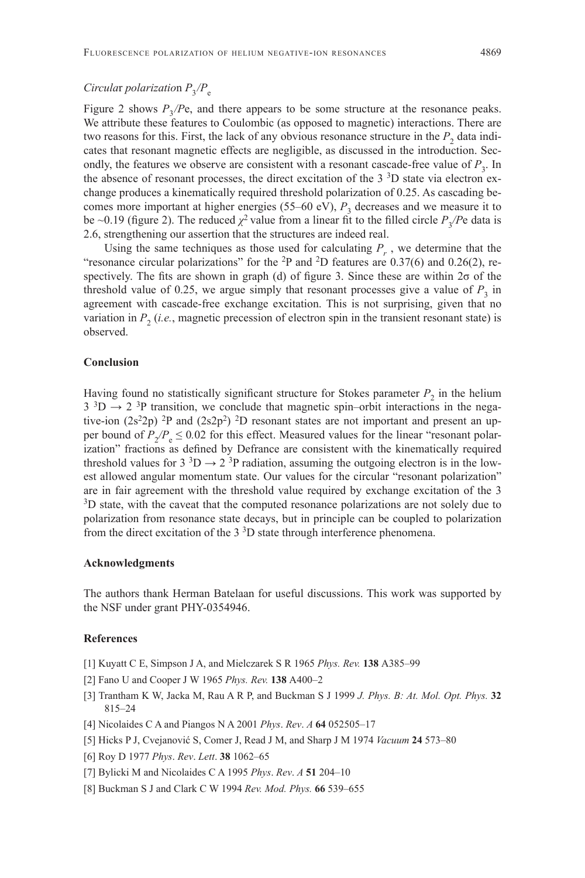### *Circular polarization* $P_3/P_e$

Figure 2 shows $P_3/P$e, and there appears to be some structure at the resonance peaks. We attribute these features to Coulombic (as opposed to magnetic) interactions. There are two reasons for this. First, the lack of any obvious resonance structure in the $P_2$ data indicates that resonant magnetic effects are negligible, as discussed in the introduction. Secondly, the features we observe are consistent with a resonant cascade-free value of $P_3$. In the absence of resonant processes, the direct excitation of the 3 $^3$D state via electron exchange produces a kinematically required threshold polarization of 0.25. As cascading becomes more important at higher energies (55–60 eV), $P_3$ decreases and we measure it to be ~0.19 (figure 2). The reduced $\chi^2$ value from a linear fit to the filled circle $P_3/P$e data is 2.6, strengthening our assertion that the structures are indeed real.

Using the same techniques as those used for calculating $P_r$ , we determine that the "resonance circular polarizations" for the $^2$P and $^2$D features are 0.37(6) and 0.26(2), respectively. The fits are shown in graph (d) of figure 3. Since these are within 2σ of the threshold value of 0.25, we argue simply that resonant processes give a value of $P_3$ in agreement with cascade-free exchange excitation. This is not surprising, given that no variation in $P_2$ (*i.e.*, magnetic precession of electron spin in the transient resonant state) is observed.

### Conclusion

Having found no statistically significant structure for Stokes parameter $P_2$ in the helium 3 $^3$D → 2 $^3$P transition, we conclude that magnetic spin–orbit interactions in the negative-ion (2s$^2$2p) $^2$P and (2s2p$^2$) $^2$D resonant states are not important and present an upper bound of $P_2/P_e \leq 0.02$ for this effect. Measured values for the linear "resonant polarization" fractions as defined by Defrance are consistent with the kinematically required threshold values for 3 $^3$D → 2 $^3$P radiation, assuming the outgoing electron is in the lowest allowed angular momentum state. Our values for the circular "resonant polarization" are in fair agreement with the threshold value required by exchange excitation of the 3 $^3$D state, with the caveat that the computed resonance polarizations are not solely due to polarization from resonance state decays, but in principle can be coupled to polarization from the direct excitation of the 3 $^3$D state through interference phenomena.

### Acknowledgments

The authors thank Herman Batelaan for useful discussions. This work was supported by the NSF under grant PHY-0354946.

### References

[1] Kuyatt C E, Simpson J A, and Mielczarek S R 1965 *Phys. Rev.* **138** A385–99

[2] Fano U and Cooper J W 1965 *Phys. Rev.* **138** A400–2

[3] Trantham K W, Jacka M, Rau A R P, and Buckman S J 1999 *J. Phys. B: At. Mol. Opt. Phys.* **32** 815–24

[4] Nicolaides C A and Piangos N A 2001 *Phys. Rev. A* **64** 052505–17

[5] Hicks P J, Cvejanović S, Comer J, Read J M, and Sharp J M 1974 *Vacuum* **24** 573–80

[6] Roy D 1977 *Phys. Rev. Lett.* **38** 1062–65

[7] Bylicki M and Nicolaides C A 1995 *Phys. Rev. A* **51** 204–10

[8] Buckman S J and Clark C W 1994 *Rev. Mod. Phys.* **66** 539–655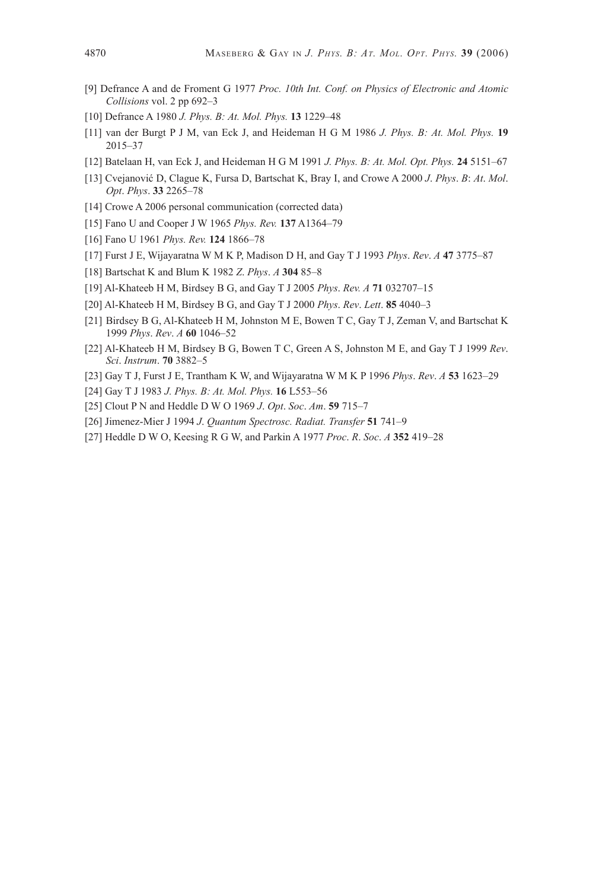[9] Defrance A and de Froment G 1977 *Proc. 10th Int. Conf. on Physics of Electronic and Atomic Collisions* vol. 2 pp 692–3

[10] Defrance A 1980 *J. Phys. B: At. Mol. Phys.* **13** 1229–48

[11] van der Burgt P J M, van Eck J, and Heideman H G M 1986 *J. Phys. B: At. Mol. Phys.* **19** 2015–37

[12] Batelaan H, van Eck J, and Heideman H G M 1991 *J. Phys. B: At. Mol. Opt. Phys.* **24** 5151–67

[13] Cvejanović D, Clague K, Fursa D, Bartschat K, Bray I, and Crowe A 2000 *J. Phys. B: At. Mol. Opt. Phys.* **33** 2265–78

[14] Crowe A 2006 personal communication (corrected data)

[15] Fano U and Cooper J W 1965 *Phys. Rev.* **137** A1364–79

[16] Fano U 1961 *Phys. Rev.* **124** 1866–78

[17] Furst J E, Wijayaratna W M K P, Madison D H, and Gay T J 1993 *Phys. Rev. A* **47** 3775–87

[18] Bartschat K and Blum K 1982 *Z. Phys. A* **304** 85–8

[19] Al-Khateeb H M, Birdsey B G, and Gay T J 2005 *Phys. Rev. A* **71** 032707–15

[20] Al-Khateeb H M, Birdsey B G, and Gay T J 2000 *Phys. Rev. Lett.* **85** 4040–3

[21] Birdsey B G, Al-Khateeb H M, Johnston M E, Bowen T C, Gay T J, Zeman V, and Bartschat K 1999 *Phys. Rev. A* **60** 1046–52

[22] Al-Khateeb H M, Birdsey B G, Bowen T C, Green A S, Johnston M E, and Gay T J 1999 *Rev. Sci. Instrum.* **70** 3882–5

[23] Gay T J, Furst J E, Trantham K W, and Wijayaratna W M K P 1996 *Phys. Rev. A* **53** 1623–29

[24] Gay T J 1983 *J. Phys. B: At. Mol. Phys.* **16** L553–56

[25] Clout P N and Heddle D W O 1969 *J. Opt. Soc. Am.* **59** 715–7

[26] Jimenez-Mier J 1994 *J. Quantum Spectrosc. Radiat. Transfer* **51** 741–9

[27] Heddle D W O, Keesing R G W, and Parkin A 1977 *Proc. R. Soc. A* **352** 419–28